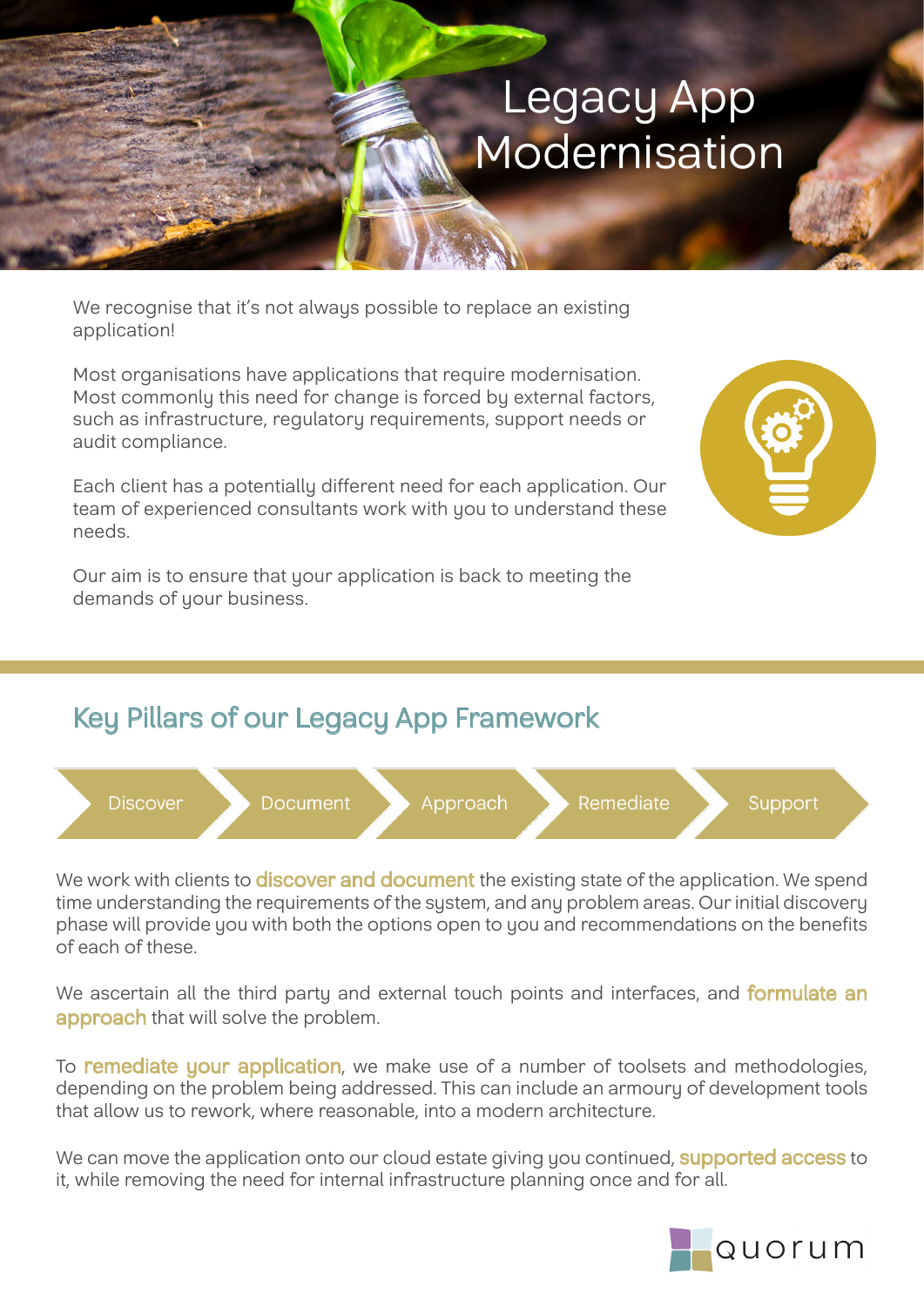# Legacy App Modernisation

We recognise that it's not always possible to replace an existing application!

Most organisations have applications that require modernisation. Most commonly this need for change is forced by external factors, such as infrastructure, regulatory requirements, support needs or audit compliance.

Each client has a potentially different need for each application. Our team of experienced consultants work with you to understand these needs.

Our aim is to ensure that your application is back to meeting the demands of your business.

## Key Pillars of our Legacy App Framework

Discover → Document → Approach → Remediate → Support

We work with clients to **discover and document** the existing state of the application. We spend time understanding the requirements of the system, and any problem areas. Our initial discovery phase will provide you with both the options open to you and recommendations on the benefits of each of these.

We ascertain all the third party and external touch points and interfaces, and **formulate an approach** that will solve the problem.

To **remediate your application**, we make use of a number of toolsets and methodologies, depending on the problem being addressed. This can include an armoury of development tools that allow us to rework, where reasonable, into a modern architecture.

We can move the application onto our cloud estate giving you continued, **supported access** to it, while removing the need for internal infrastructure planning once and for all.

quorum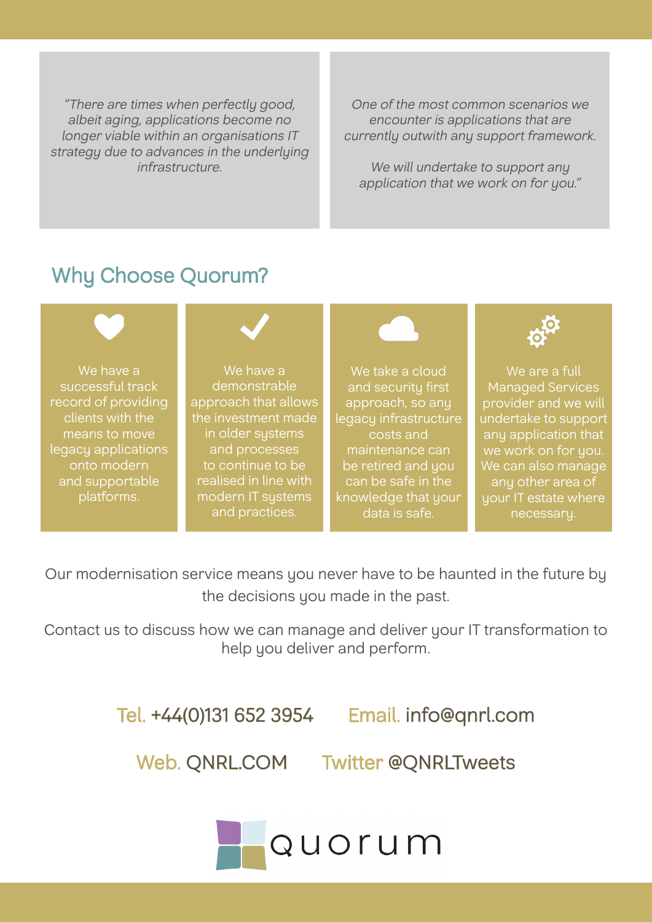*"There are times when perfectly good, albeit aging, applications become no longer viable within an organisations IT strategy due to advances in the underlying infrastructure.*

*One of the most common scenarios we encounter is applications that are currently outwith any support framework.*

*We will undertake to support any application that we work on for you."*

## Why Choose Quorum?

We have a successful track record of providing clients with the means to move legacy applications onto modern and supportable platforms.

We have a demonstrable approach that allows the investment made in older systems and processes to continue to be realised in line with modern IT systems and practices.

We take a cloud and security first approach, so any legacy infrastructure costs and maintenance can be retired and you can be safe in the knowledge that your data is safe.

We are a full Managed Services provider and we will undertake to support any application that we work on for you. We can also manage any other area of your IT estate where necessary.

Our modernisation service means you never have to be haunted in the future by the decisions you made in the past.

Contact us to discuss how we can manage and deliver your IT transformation to help you deliver and perform.

Tel. +44(0)131 652 3954 Email. info@qnrl.com

Web. QNRL.COM Twitter @QNRLTweets

quorum